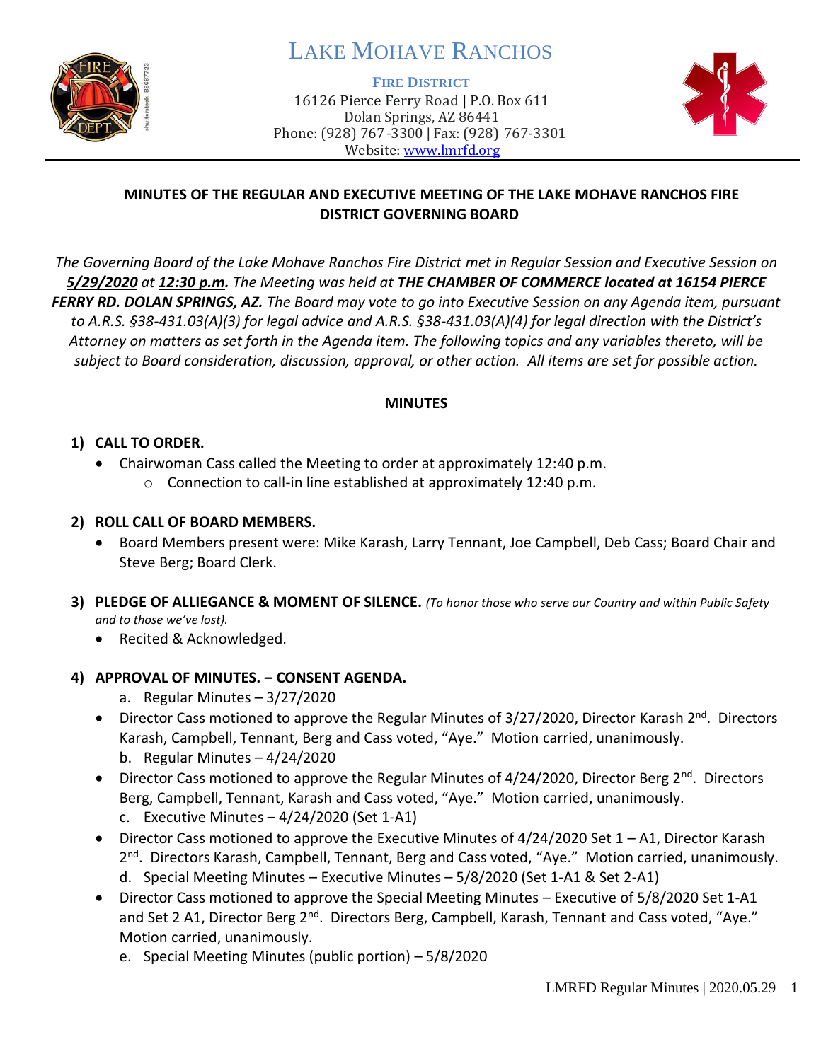# LAKE MOHAVE RANCHOS

**FIRE DISTRICT**

16126 Pierce Ferry Road | P.O. Box 611
Dolan Springs, AZ 86441
Phone: (928) 767-3300 | Fax: (928) 767-3301
Website: www.lmrfd.org

## MINUTES OF THE REGULAR AND EXECUTIVE MEETING OF THE LAKE MOHAVE RANCHOS FIRE DISTRICT GOVERNING BOARD

*The Governing Board of the Lake Mohave Ranchos Fire District met in Regular Session and Executive Session on* ***5/29/2020*** *at* ***12:30 p.m.*** *The Meeting was held at* ***THE CHAMBER OF COMMERCE located at 16154 PIERCE FERRY RD. DOLAN SPRINGS, AZ.*** *The Board may vote to go into Executive Session on any Agenda item, pursuant to A.R.S. §38-431.03(A)(3) for legal advice and A.R.S. §38-431.03(A)(4) for legal direction with the District's Attorney on matters as set forth in the Agenda item. The following topics and any variables thereto, will be subject to Board consideration, discussion, approval, or other action. All items are set for possible action.*

### MINUTES

**1) CALL TO ORDER.**

- Chairwoman Cass called the Meeting to order at approximately 12:40 p.m.
  - Connection to call-in line established at approximately 12:40 p.m.

**2) ROLL CALL OF BOARD MEMBERS.**

- Board Members present were: Mike Karash, Larry Tennant, Joe Campbell, Deb Cass; Board Chair and Steve Berg; Board Clerk.

**3) PLEDGE OF ALLIEGANCE & MOMENT OF SILENCE.** *(To honor those who serve our Country and within Public Safety and to those we've lost).*

- Recited & Acknowledged.

**4) APPROVAL OF MINUTES. – CONSENT AGENDA.**

a. Regular Minutes – 3/27/2020

- Director Cass motioned to approve the Regular Minutes of 3/27/2020, Director Karash 2nd. Directors Karash, Campbell, Tennant, Berg and Cass voted, "Aye." Motion carried, unanimously.

b. Regular Minutes – 4/24/2020

- Director Cass motioned to approve the Regular Minutes of 4/24/2020, Director Berg 2nd. Directors Berg, Campbell, Tennant, Karash and Cass voted, "Aye." Motion carried, unanimously.

c. Executive Minutes – 4/24/2020 (Set 1-A1)

- Director Cass motioned to approve the Executive Minutes of 4/24/2020 Set 1 – A1, Director Karash 2nd. Directors Karash, Campbell, Tennant, Berg and Cass voted, "Aye." Motion carried, unanimously.

d. Special Meeting Minutes – Executive Minutes – 5/8/2020 (Set 1-A1 & Set 2-A1)

- Director Cass motioned to approve the Special Meeting Minutes – Executive of 5/8/2020 Set 1-A1 and Set 2 A1, Director Berg 2nd. Directors Berg, Campbell, Karash, Tennant and Cass voted, "Aye." Motion carried, unanimously.

e. Special Meeting Minutes (public portion) – 5/8/2020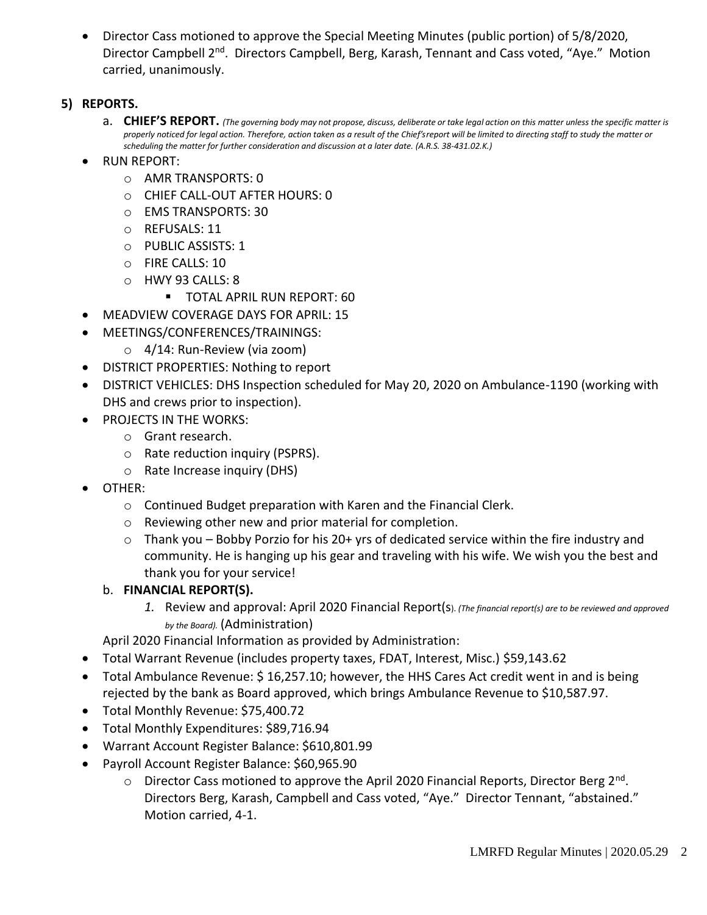- Director Cass motioned to approve the Special Meeting Minutes (public portion) of 5/8/2020, Director Campbell 2nd. Directors Campbell, Berg, Karash, Tennant and Cass voted, "Aye." Motion carried, unanimously.

## 5) REPORTS.

a. **CHIEF'S REPORT.** *(The governing body may not propose, discuss, deliberate or take legal action on this matter unless the specific matter is properly noticed for legal action. Therefore, action taken as a result of the Chief's report will be limited to directing staff to study the matter or scheduling the matter for further consideration and discussion at a later date. (A.R.S. 38-431.02.K.)*

- RUN REPORT:
  - AMR TRANSPORTS: 0
  - CHIEF CALL-OUT AFTER HOURS: 0
  - EMS TRANSPORTS: 30
  - REFUSALS: 11
  - PUBLIC ASSISTS: 1
  - FIRE CALLS: 10
  - HWY 93 CALLS: 8
    - TOTAL APRIL RUN REPORT: 60
- MEADVIEW COVERAGE DAYS FOR APRIL: 15
- MEETINGS/CONFERENCES/TRAININGS:
  - 4/14: Run-Review (via zoom)
- DISTRICT PROPERTIES: Nothing to report
- DISTRICT VEHICLES: DHS Inspection scheduled for May 20, 2020 on Ambulance-1190 (working with DHS and crews prior to inspection).
- PROJECTS IN THE WORKS:
  - Grant research.
  - Rate reduction inquiry (PSPRS).
  - Rate Increase inquiry (DHS)
- OTHER:
  - Continued Budget preparation with Karen and the Financial Clerk.
  - Reviewing other new and prior material for completion.
  - Thank you – Bobby Porzio for his 20+ yrs of dedicated service within the fire industry and community. He is hanging up his gear and traveling with his wife. We wish you the best and thank you for your service!

b. **FINANCIAL REPORT(S).**

1. Review and approval: April 2020 Financial Report(s). *(The financial report(s) are to be reviewed and approved by the Board).* (Administration)

April 2020 Financial Information as provided by Administration:

- Total Warrant Revenue (includes property taxes, FDAT, Interest, Misc.) $59,143.62
- Total Ambulance Revenue: $ 16,257.10; however, the HHS Cares Act credit went in and is being rejected by the bank as Board approved, which brings Ambulance Revenue to $10,587.97.
- Total Monthly Revenue: $75,400.72
- Total Monthly Expenditures: $89,716.94
- Warrant Account Register Balance: $610,801.99
- Payroll Account Register Balance: $60,965.90
  - Director Cass motioned to approve the April 2020 Financial Reports, Director Berg 2nd. Directors Berg, Karash, Campbell and Cass voted, "Aye." Director Tennant, "abstained." Motion carried, 4-1.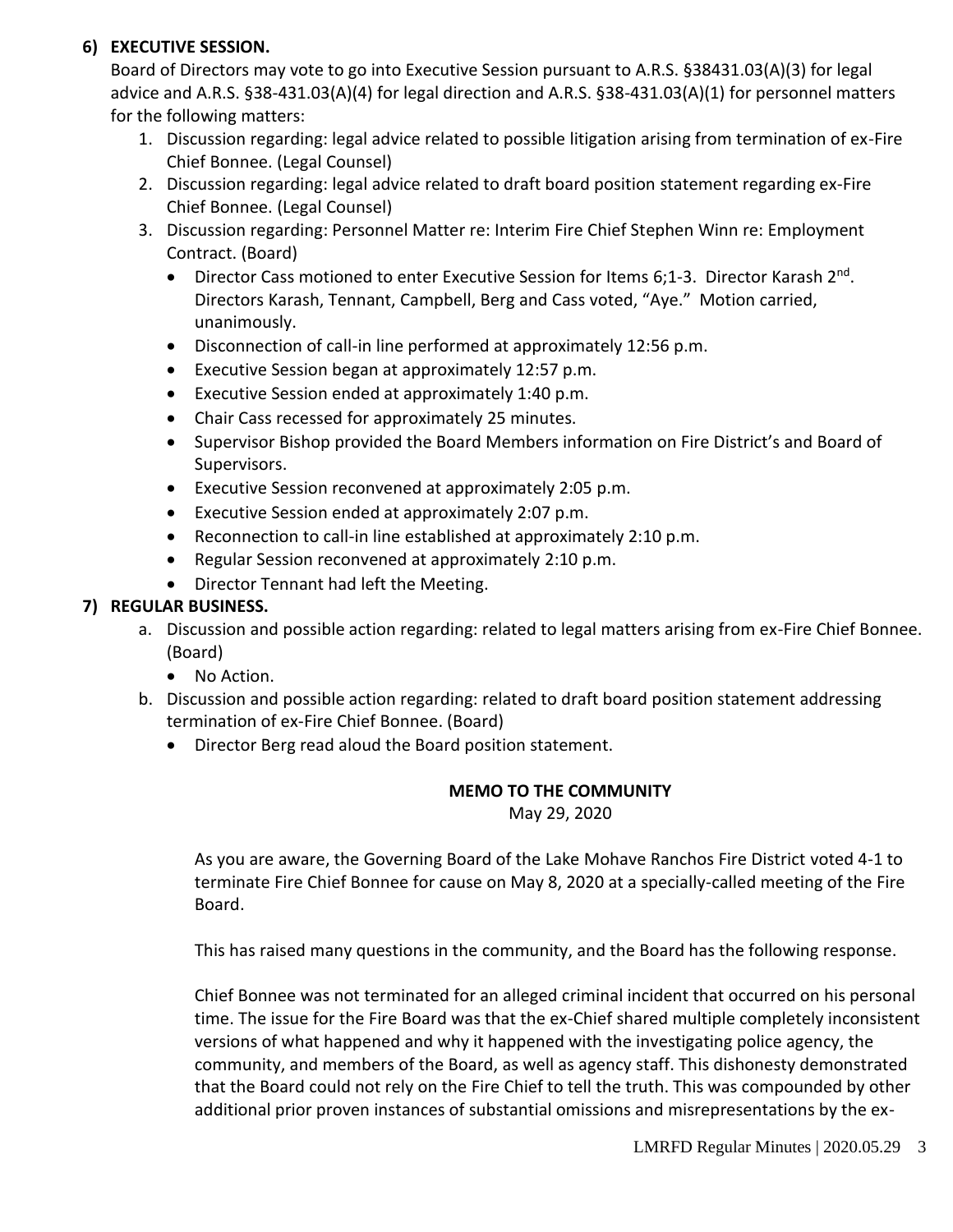**6) EXECUTIVE SESSION.**

Board of Directors may vote to go into Executive Session pursuant to A.R.S. §38431.03(A)(3) for legal advice and A.R.S. §38-431.03(A)(4) for legal direction and A.R.S. §38-431.03(A)(1) for personnel matters for the following matters:

1. Discussion regarding: legal advice related to possible litigation arising from termination of ex-Fire Chief Bonnee. (Legal Counsel)
2. Discussion regarding: legal advice related to draft board position statement regarding ex-Fire Chief Bonnee. (Legal Counsel)
3. Discussion regarding: Personnel Matter re: Interim Fire Chief Stephen Winn re: Employment Contract. (Board)
   - Director Cass motioned to enter Executive Session for Items 6;1-3. Director Karash 2nd. Directors Karash, Tennant, Campbell, Berg and Cass voted, "Aye." Motion carried, unanimously.
   - Disconnection of call-in line performed at approximately 12:56 p.m.
   - Executive Session began at approximately 12:57 p.m.
   - Executive Session ended at approximately 1:40 p.m.
   - Chair Cass recessed for approximately 25 minutes.
   - Supervisor Bishop provided the Board Members information on Fire District's and Board of Supervisors.
   - Executive Session reconvened at approximately 2:05 p.m.
   - Executive Session ended at approximately 2:07 p.m.
   - Reconnection to call-in line established at approximately 2:10 p.m.
   - Regular Session reconvened at approximately 2:10 p.m.
   - Director Tennant had left the Meeting.

**7) REGULAR BUSINESS.**

a. Discussion and possible action regarding: related to legal matters arising from ex-Fire Chief Bonnee. (Board)
   - No Action.

b. Discussion and possible action regarding: related to draft board position statement addressing termination of ex-Fire Chief Bonnee. (Board)
   - Director Berg read aloud the Board position statement.

**MEMO TO THE COMMUNITY**

May 29, 2020

As you are aware, the Governing Board of the Lake Mohave Ranchos Fire District voted 4-1 to terminate Fire Chief Bonnee for cause on May 8, 2020 at a specially-called meeting of the Fire Board.

This has raised many questions in the community, and the Board has the following response.

Chief Bonnee was not terminated for an alleged criminal incident that occurred on his personal time. The issue for the Fire Board was that the ex-Chief shared multiple completely inconsistent versions of what happened and why it happened with the investigating police agency, the community, and members of the Board, as well as agency staff. This dishonesty demonstrated that the Board could not rely on the Fire Chief to tell the truth. This was compounded by other additional prior proven instances of substantial omissions and misrepresentations by the ex-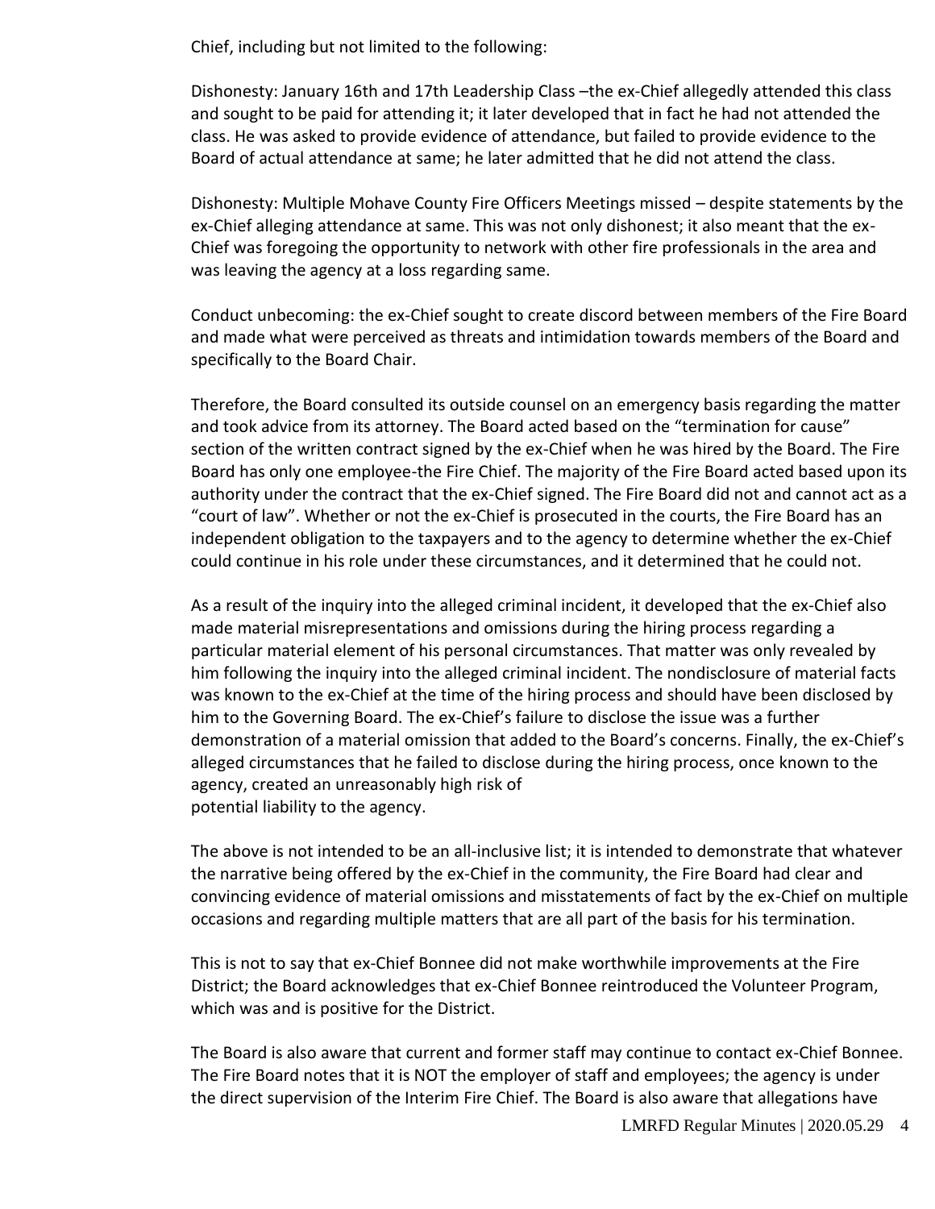Chief, including but not limited to the following:

Dishonesty: January 16th and 17th Leadership Class –the ex-Chief allegedly attended this class and sought to be paid for attending it; it later developed that in fact he had not attended the class. He was asked to provide evidence of attendance, but failed to provide evidence to the Board of actual attendance at same; he later admitted that he did not attend the class.

Dishonesty: Multiple Mohave County Fire Officers Meetings missed – despite statements by the ex-Chief alleging attendance at same. This was not only dishonest; it also meant that the ex-Chief was foregoing the opportunity to network with other fire professionals in the area and was leaving the agency at a loss regarding same.

Conduct unbecoming: the ex-Chief sought to create discord between members of the Fire Board and made what were perceived as threats and intimidation towards members of the Board and specifically to the Board Chair.

Therefore, the Board consulted its outside counsel on an emergency basis regarding the matter and took advice from its attorney. The Board acted based on the "termination for cause" section of the written contract signed by the ex-Chief when he was hired by the Board. The Fire Board has only one employee-the Fire Chief. The majority of the Fire Board acted based upon its authority under the contract that the ex-Chief signed. The Fire Board did not and cannot act as a "court of law". Whether or not the ex-Chief is prosecuted in the courts, the Fire Board has an independent obligation to the taxpayers and to the agency to determine whether the ex-Chief could continue in his role under these circumstances, and it determined that he could not.

As a result of the inquiry into the alleged criminal incident, it developed that the ex-Chief also made material misrepresentations and omissions during the hiring process regarding a particular material element of his personal circumstances. That matter was only revealed by him following the inquiry into the alleged criminal incident. The nondisclosure of material facts was known to the ex-Chief at the time of the hiring process and should have been disclosed by him to the Governing Board. The ex-Chief's failure to disclose the issue was a further demonstration of a material omission that added to the Board's concerns. Finally, the ex-Chief's alleged circumstances that he failed to disclose during the hiring process, once known to the agency, created an unreasonably high risk of potential liability to the agency.

The above is not intended to be an all-inclusive list; it is intended to demonstrate that whatever the narrative being offered by the ex-Chief in the community, the Fire Board had clear and convincing evidence of material omissions and misstatements of fact by the ex-Chief on multiple occasions and regarding multiple matters that are all part of the basis for his termination.

This is not to say that ex-Chief Bonnee did not make worthwhile improvements at the Fire District; the Board acknowledges that ex-Chief Bonnee reintroduced the Volunteer Program, which was and is positive for the District.

The Board is also aware that current and former staff may continue to contact ex-Chief Bonnee. The Fire Board notes that it is NOT the employer of staff and employees; the agency is under the direct supervision of the Interim Fire Chief. The Board is also aware that allegations have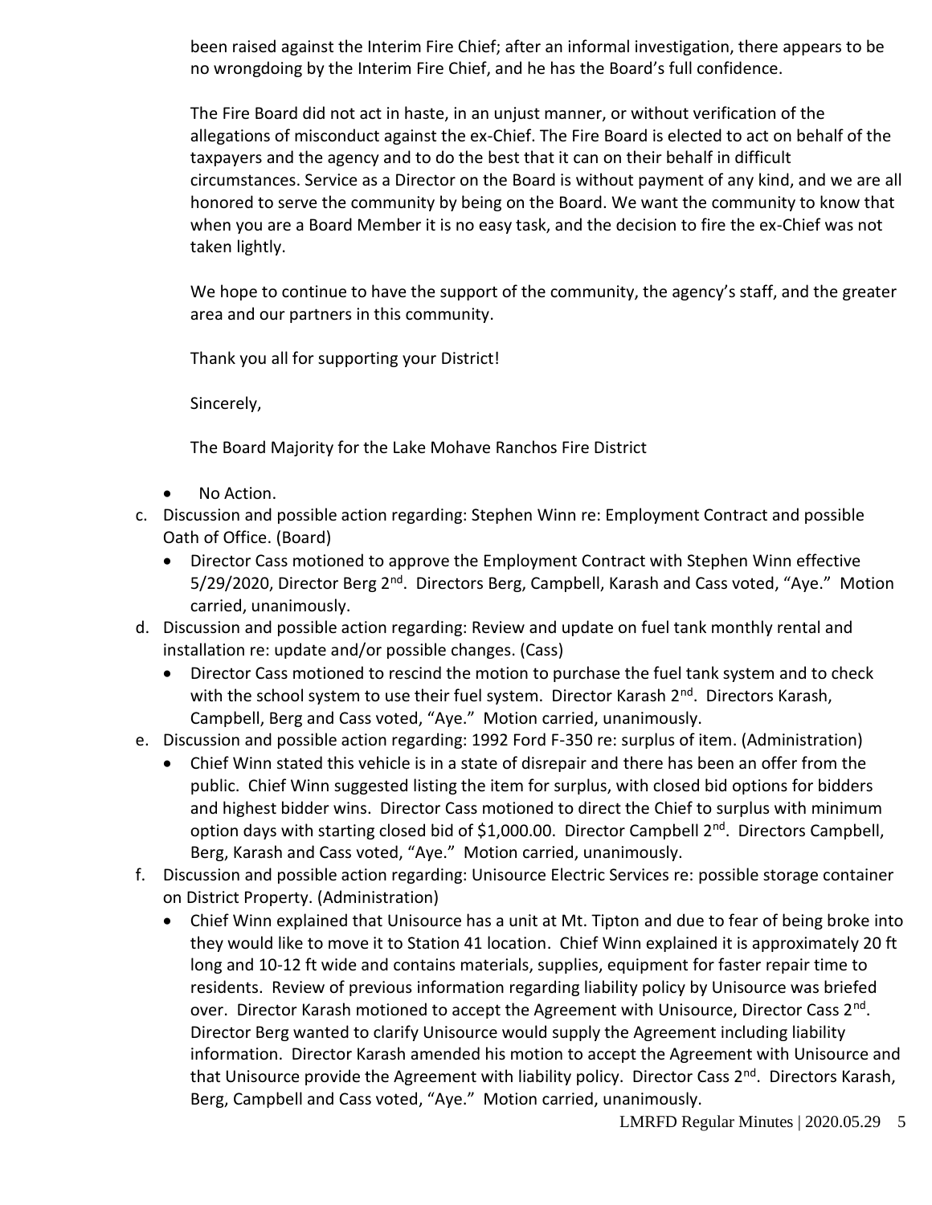been raised against the Interim Fire Chief; after an informal investigation, there appears to be no wrongdoing by the Interim Fire Chief, and he has the Board's full confidence.

The Fire Board did not act in haste, in an unjust manner, or without verification of the allegations of misconduct against the ex-Chief. The Fire Board is elected to act on behalf of the taxpayers and the agency and to do the best that it can on their behalf in difficult circumstances. Service as a Director on the Board is without payment of any kind, and we are all honored to serve the community by being on the Board. We want the community to know that when you are a Board Member it is no easy task, and the decision to fire the ex-Chief was not taken lightly.

We hope to continue to have the support of the community, the agency's staff, and the greater area and our partners in this community.

Thank you all for supporting your District!

Sincerely,

The Board Majority for the Lake Mohave Ranchos Fire District

- No Action.

c. Discussion and possible action regarding: Stephen Winn re: Employment Contract and possible Oath of Office. (Board)
   - Director Cass motioned to approve the Employment Contract with Stephen Winn effective 5/29/2020, Director Berg 2nd. Directors Berg, Campbell, Karash and Cass voted, "Aye." Motion carried, unanimously.

d. Discussion and possible action regarding: Review and update on fuel tank monthly rental and installation re: update and/or possible changes. (Cass)
   - Director Cass motioned to rescind the motion to purchase the fuel tank system and to check with the school system to use their fuel system. Director Karash 2nd. Directors Karash, Campbell, Berg and Cass voted, "Aye." Motion carried, unanimously.

e. Discussion and possible action regarding: 1992 Ford F-350 re: surplus of item. (Administration)
   - Chief Winn stated this vehicle is in a state of disrepair and there has been an offer from the public. Chief Winn suggested listing the item for surplus, with closed bid options for bidders and highest bidder wins. Director Cass motioned to direct the Chief to surplus with minimum option days with starting closed bid of $1,000.00. Director Campbell 2nd. Directors Campbell, Berg, Karash and Cass voted, "Aye." Motion carried, unanimously.

f. Discussion and possible action regarding: Unisource Electric Services re: possible storage container on District Property. (Administration)
   - Chief Winn explained that Unisource has a unit at Mt. Tipton and due to fear of being broke into they would like to move it to Station 41 location. Chief Winn explained it is approximately 20 ft long and 10-12 ft wide and contains materials, supplies, equipment for faster repair time to residents. Review of previous information regarding liability policy by Unisource was briefed over. Director Karash motioned to accept the Agreement with Unisource, Director Cass 2nd. Director Berg wanted to clarify Unisource would supply the Agreement including liability information. Director Karash amended his motion to accept the Agreement with Unisource and that Unisource provide the Agreement with liability policy. Director Cass 2nd. Directors Karash, Berg, Campbell and Cass voted, "Aye." Motion carried, unanimously.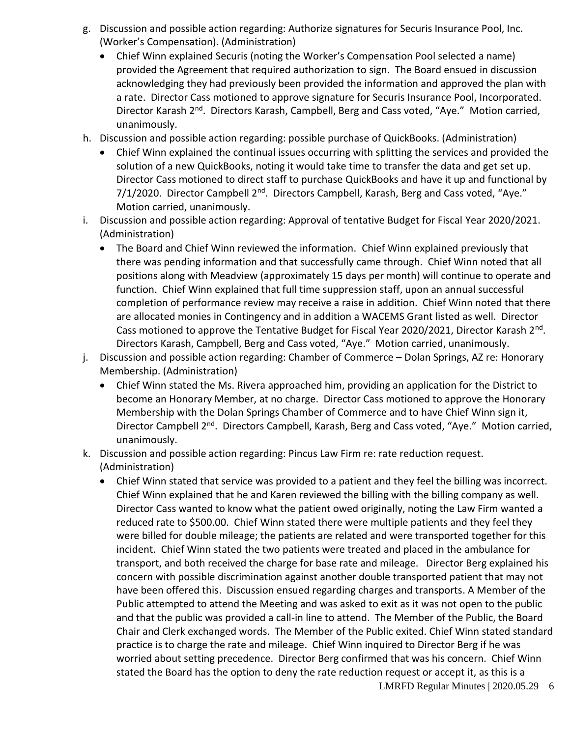g. Discussion and possible action regarding: Authorize signatures for Securis Insurance Pool, Inc. (Worker's Compensation). (Administration)
   - Chief Winn explained Securis (noting the Worker's Compensation Pool selected a name) provided the Agreement that required authorization to sign. The Board ensued in discussion acknowledging they had previously been provided the information and approved the plan with a rate. Director Cass motioned to approve signature for Securis Insurance Pool, Incorporated. Director Karash 2nd. Directors Karash, Campbell, Berg and Cass voted, "Aye." Motion carried, unanimously.

h. Discussion and possible action regarding: possible purchase of QuickBooks. (Administration)
   - Chief Winn explained the continual issues occurring with splitting the services and provided the solution of a new QuickBooks, noting it would take time to transfer the data and get set up. Director Cass motioned to direct staff to purchase QuickBooks and have it up and functional by 7/1/2020. Director Campbell 2nd. Directors Campbell, Karash, Berg and Cass voted, "Aye." Motion carried, unanimously.

i. Discussion and possible action regarding: Approval of tentative Budget for Fiscal Year 2020/2021. (Administration)
   - The Board and Chief Winn reviewed the information. Chief Winn explained previously that there was pending information and that successfully came through. Chief Winn noted that all positions along with Meadview (approximately 15 days per month) will continue to operate and function. Chief Winn explained that full time suppression staff, upon an annual successful completion of performance review may receive a raise in addition. Chief Winn noted that there are allocated monies in Contingency and in addition a WACEMS Grant listed as well. Director Cass motioned to approve the Tentative Budget for Fiscal Year 2020/2021, Director Karash 2nd. Directors Karash, Campbell, Berg and Cass voted, "Aye." Motion carried, unanimously.

j. Discussion and possible action regarding: Chamber of Commerce – Dolan Springs, AZ re: Honorary Membership. (Administration)
   - Chief Winn stated the Ms. Rivera approached him, providing an application for the District to become an Honorary Member, at no charge. Director Cass motioned to approve the Honorary Membership with the Dolan Springs Chamber of Commerce and to have Chief Winn sign it, Director Campbell 2nd. Directors Campbell, Karash, Berg and Cass voted, "Aye." Motion carried, unanimously.

k. Discussion and possible action regarding: Pincus Law Firm re: rate reduction request. (Administration)
   - Chief Winn stated that service was provided to a patient and they feel the billing was incorrect. Chief Winn explained that he and Karen reviewed the billing with the billing company as well. Director Cass wanted to know what the patient owed originally, noting the Law Firm wanted a reduced rate to $500.00. Chief Winn stated there were multiple patients and they feel they were billed for double mileage; the patients are related and were transported together for this incident. Chief Winn stated the two patients were treated and placed in the ambulance for transport, and both received the charge for base rate and mileage. Director Berg explained his concern with possible discrimination against another double transported patient that may not have been offered this. Discussion ensued regarding charges and transports. A Member of the Public attempted to attend the Meeting and was asked to exit as it was not open to the public and that the public was provided a call-in line to attend. The Member of the Public, the Board Chair and Clerk exchanged words. The Member of the Public exited. Chief Winn stated standard practice is to charge the rate and mileage. Chief Winn inquired to Director Berg if he was worried about setting precedence. Director Berg confirmed that was his concern. Chief Winn stated the Board has the option to deny the rate reduction request or accept it, as this is a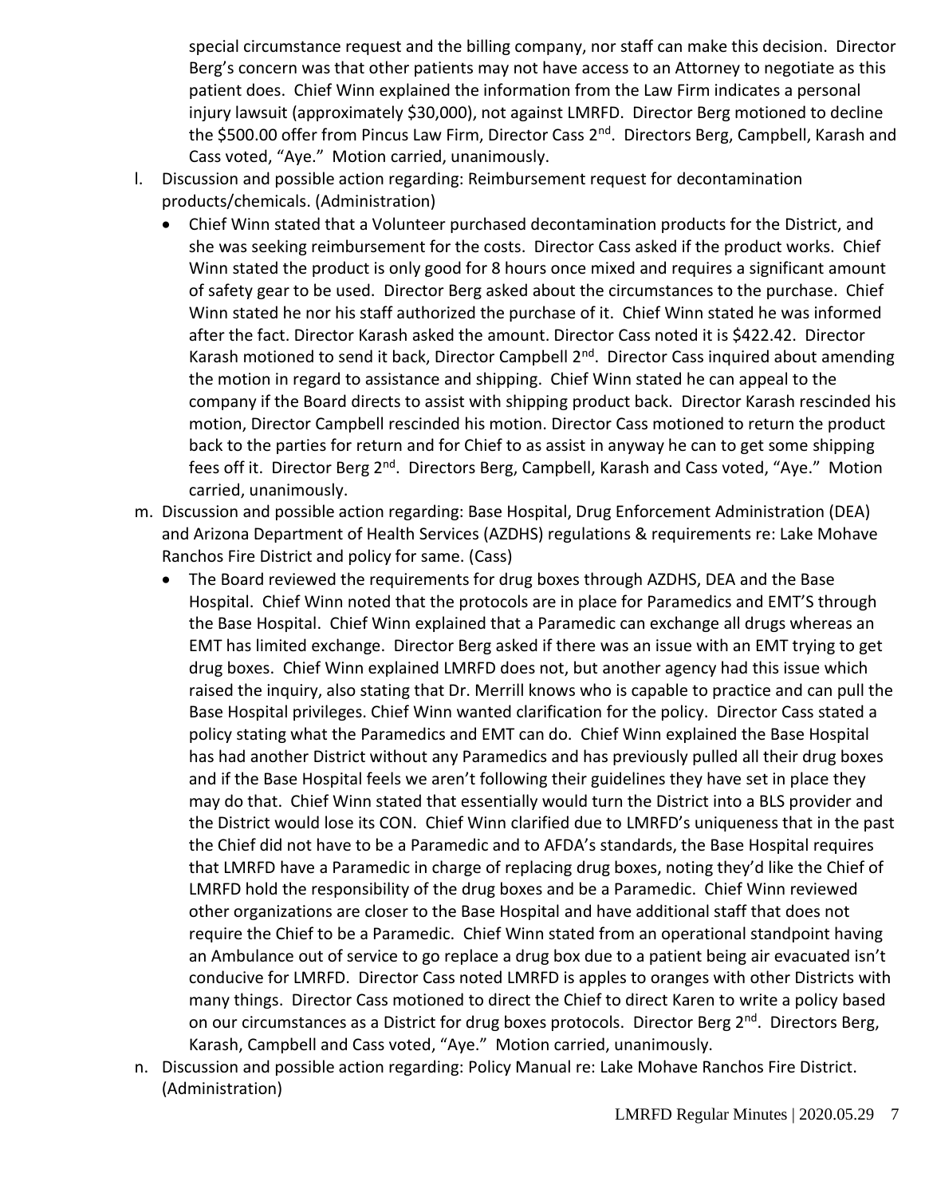special circumstance request and the billing company, nor staff can make this decision. Director Berg's concern was that other patients may not have access to an Attorney to negotiate as this patient does. Chief Winn explained the information from the Law Firm indicates a personal injury lawsuit (approximately $30,000), not against LMRFD. Director Berg motioned to decline the $500.00 offer from Pincus Law Firm, Director Cass 2nd. Directors Berg, Campbell, Karash and Cass voted, "Aye." Motion carried, unanimously.

l. Discussion and possible action regarding: Reimbursement request for decontamination products/chemicals. (Administration)
    - Chief Winn stated that a Volunteer purchased decontamination products for the District, and she was seeking reimbursement for the costs. Director Cass asked if the product works. Chief Winn stated the product is only good for 8 hours once mixed and requires a significant amount of safety gear to be used. Director Berg asked about the circumstances to the purchase. Chief Winn stated he nor his staff authorized the purchase of it. Chief Winn stated he was informed after the fact. Director Karash asked the amount. Director Cass noted it is $422.42. Director Karash motioned to send it back, Director Campbell 2nd. Director Cass inquired about amending the motion in regard to assistance and shipping. Chief Winn stated he can appeal to the company if the Board directs to assist with shipping product back. Director Karash rescinded his motion, Director Campbell rescinded his motion. Director Cass motioned to return the product back to the parties for return and for Chief to as assist in anyway he can to get some shipping fees off it. Director Berg 2nd. Directors Berg, Campbell, Karash and Cass voted, "Aye." Motion carried, unanimously.

m. Discussion and possible action regarding: Base Hospital, Drug Enforcement Administration (DEA) and Arizona Department of Health Services (AZDHS) regulations & requirements re: Lake Mohave Ranchos Fire District and policy for same. (Cass)
    - The Board reviewed the requirements for drug boxes through AZDHS, DEA and the Base Hospital. Chief Winn noted that the protocols are in place for Paramedics and EMT'S through the Base Hospital. Chief Winn explained that a Paramedic can exchange all drugs whereas an EMT has limited exchange. Director Berg asked if there was an issue with an EMT trying to get drug boxes. Chief Winn explained LMRFD does not, but another agency had this issue which raised the inquiry, also stating that Dr. Merrill knows who is capable to practice and can pull the Base Hospital privileges. Chief Winn wanted clarification for the policy. Director Cass stated a policy stating what the Paramedics and EMT can do. Chief Winn explained the Base Hospital has had another District without any Paramedics and has previously pulled all their drug boxes and if the Base Hospital feels we aren't following their guidelines they have set in place they may do that. Chief Winn stated that essentially would turn the District into a BLS provider and the District would lose its CON. Chief Winn clarified due to LMRFD's uniqueness that in the past the Chief did not have to be a Paramedic and to AFDA's standards, the Base Hospital requires that LMRFD have a Paramedic in charge of replacing drug boxes, noting they'd like the Chief of LMRFD hold the responsibility of the drug boxes and be a Paramedic. Chief Winn reviewed other organizations are closer to the Base Hospital and have additional staff that does not require the Chief to be a Paramedic. Chief Winn stated from an operational standpoint having an Ambulance out of service to go replace a drug box due to a patient being air evacuated isn't conducive for LMRFD. Director Cass noted LMRFD is apples to oranges with other Districts with many things. Director Cass motioned to direct the Chief to direct Karen to write a policy based on our circumstances as a District for drug boxes protocols. Director Berg 2nd. Directors Berg, Karash, Campbell and Cass voted, "Aye." Motion carried, unanimously.

n. Discussion and possible action regarding: Policy Manual re: Lake Mohave Ranchos Fire District. (Administration)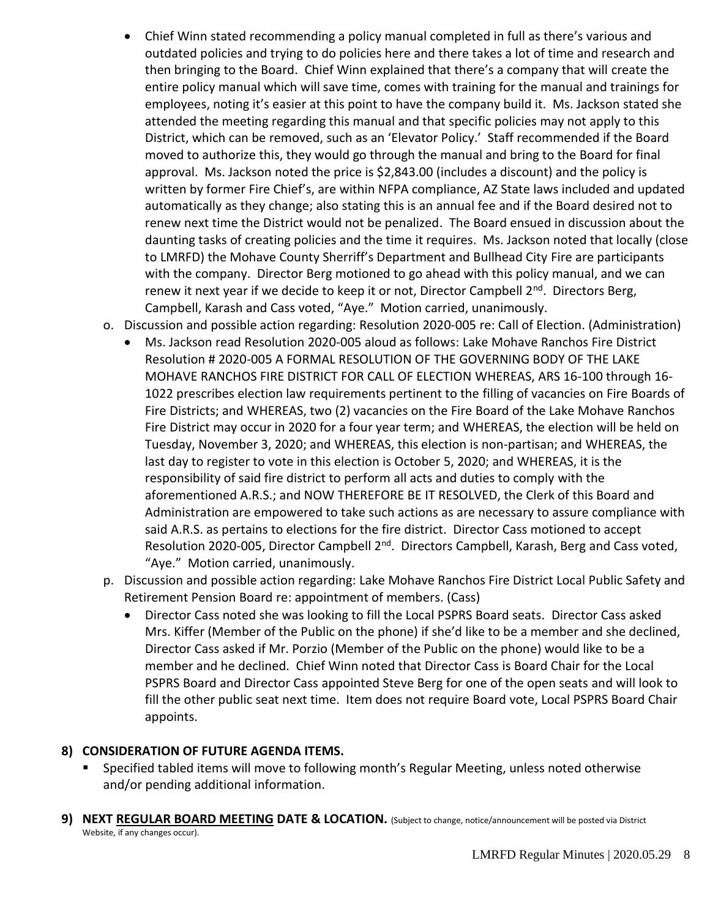- Chief Winn stated recommending a policy manual completed in full as there's various and outdated policies and trying to do policies here and there takes a lot of time and research and then bringing to the Board. Chief Winn explained that there's a company that will create the entire policy manual which will save time, comes with training for the manual and trainings for employees, noting it's easier at this point to have the company build it. Ms. Jackson stated she attended the meeting regarding this manual and that specific policies may not apply to this District, which can be removed, such as an 'Elevator Policy.' Staff recommended if the Board moved to authorize this, they would go through the manual and bring to the Board for final approval. Ms. Jackson noted the price is $2,843.00 (includes a discount) and the policy is written by former Fire Chief's, are within NFPA compliance, AZ State laws included and updated automatically as they change; also stating this is an annual fee and if the Board desired not to renew next time the District would not be penalized. The Board ensued in discussion about the daunting tasks of creating policies and the time it requires. Ms. Jackson noted that locally (close to LMRFD) the Mohave County Sherriff's Department and Bullhead City Fire are participants with the company. Director Berg motioned to go ahead with this policy manual, and we can renew it next year if we decide to keep it or not, Director Campbell 2nd. Directors Berg, Campbell, Karash and Cass voted, "Aye." Motion carried, unanimously.

o. Discussion and possible action regarding: Resolution 2020-005 re: Call of Election. (Administration)
   - Ms. Jackson read Resolution 2020-005 aloud as follows: Lake Mohave Ranchos Fire District Resolution # 2020-005 A FORMAL RESOLUTION OF THE GOVERNING BODY OF THE LAKE MOHAVE RANCHOS FIRE DISTRICT FOR CALL OF ELECTION WHEREAS, ARS 16-100 through 16-1022 prescribes election law requirements pertinent to the filling of vacancies on Fire Boards of Fire Districts; and WHEREAS, two (2) vacancies on the Fire Board of the Lake Mohave Ranchos Fire District may occur in 2020 for a four year term; and WHEREAS, the election will be held on Tuesday, November 3, 2020; and WHEREAS, this election is non-partisan; and WHEREAS, the last day to register to vote in this election is October 5, 2020; and WHEREAS, it is the responsibility of said fire district to perform all acts and duties to comply with the aforementioned A.R.S.; and NOW THEREFORE BE IT RESOLVED, the Clerk of this Board and Administration are empowered to take such actions as are necessary to assure compliance with said A.R.S. as pertains to elections for the fire district. Director Cass motioned to accept Resolution 2020-005, Director Campbell 2nd. Directors Campbell, Karash, Berg and Cass voted, "Aye." Motion carried, unanimously.

p. Discussion and possible action regarding: Lake Mohave Ranchos Fire District Local Public Safety and Retirement Pension Board re: appointment of members. (Cass)
   - Director Cass noted she was looking to fill the Local PSPRS Board seats. Director Cass asked Mrs. Kiffer (Member of the Public on the phone) if she'd like to be a member and she declined, Director Cass asked if Mr. Porzio (Member of the Public on the phone) would like to be a member and he declined. Chief Winn noted that Director Cass is Board Chair for the Local PSPRS Board and Director Cass appointed Steve Berg for one of the open seats and will look to fill the other public seat next time. Item does not require Board vote, Local PSPRS Board Chair appoints.

**8) CONSIDERATION OF FUTURE AGENDA ITEMS.**

- Specified tabled items will move to following month's Regular Meeting, unless noted otherwise and/or pending additional information.

**9) NEXT REGULAR BOARD MEETING DATE & LOCATION.** (Subject to change, notice/announcement will be posted via District Website, if any changes occur).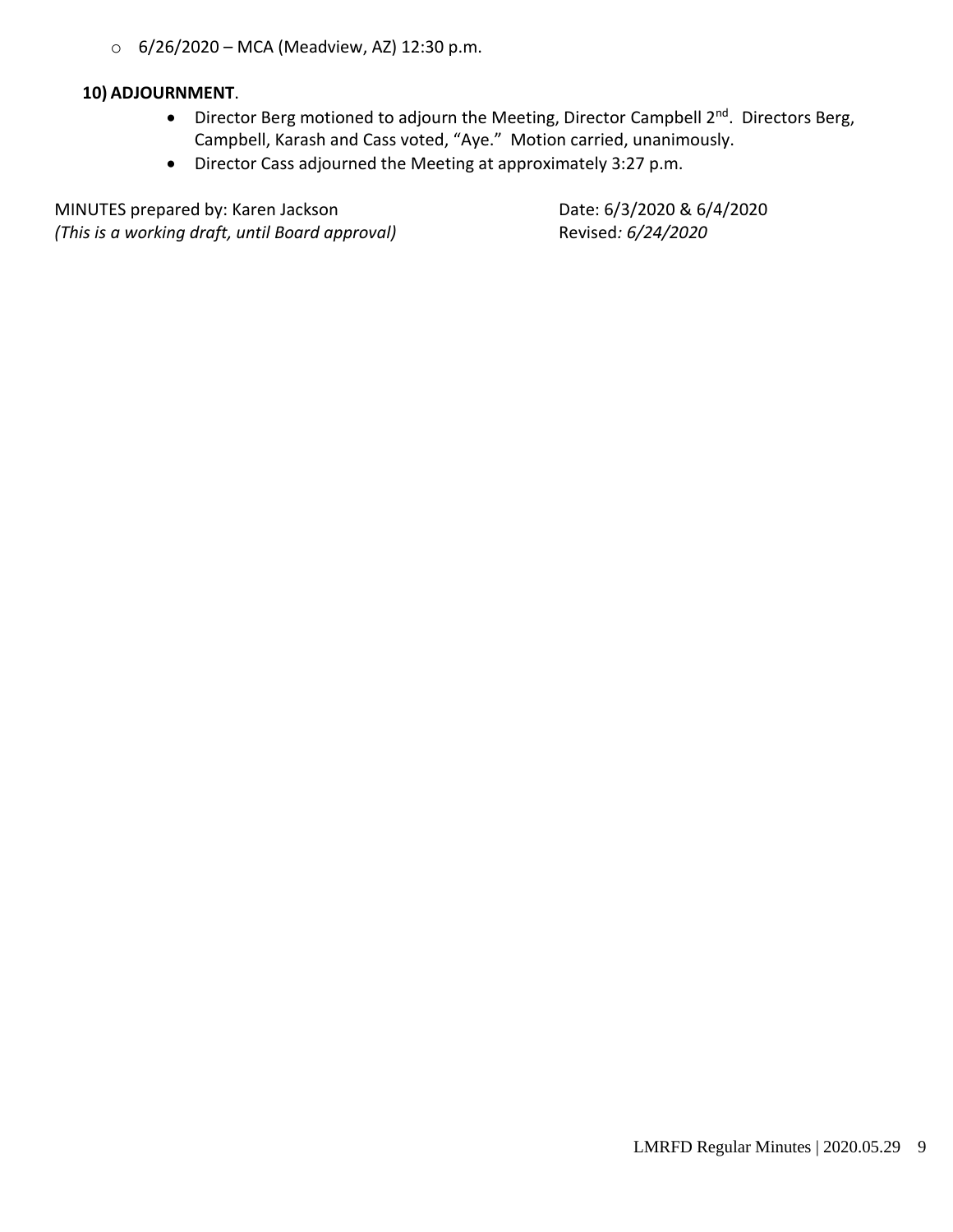- 6/26/2020 – MCA (Meadview, AZ) 12:30 p.m.

**10) ADJOURNMENT**.

- Director Berg motioned to adjourn the Meeting, Director Campbell 2nd. Directors Berg, Campbell, Karash and Cass voted, "Aye." Motion carried, unanimously.
- Director Cass adjourned the Meeting at approximately 3:27 p.m.

MINUTES prepared by: Karen Jackson
*(This is a working draft, until Board approval)*

Date: 6/3/2020 & 6/4/2020
Revised*: 6/24/2020*